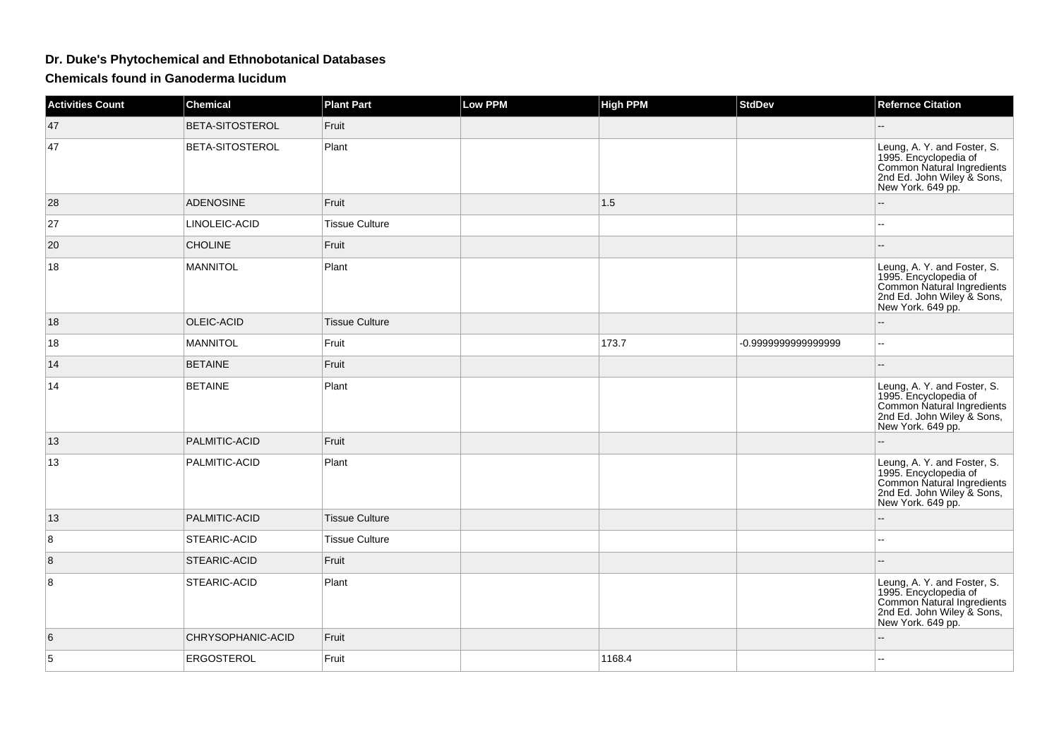# Dr. Duke's Phytochemical and Ethnobotanical Databases

## Chemicals found in Ganoderma lucidum

| Activities Count | Chemical | Plant Part | Low PPM | High PPM | StdDev | Refernce Citation |
|---|---|---|---|---|---|---|
| 47 | BETA-SITOSTEROL | Fruit | | | | -- |
| 47 | BETA-SITOSTEROL | Plant | | | | Leung, A. Y. and Foster, S. 1995. Encyclopedia of Common Natural Ingredients 2nd Ed. John Wiley & Sons, New York. 649 pp. |
| 28 | ADENOSINE | Fruit | | 1.5 | | -- |
| 27 | LINOLEIC-ACID | Tissue Culture | | | | -- |
| 20 | CHOLINE | Fruit | | | | -- |
| 18 | MANNITOL | Plant | | | | Leung, A. Y. and Foster, S. 1995. Encyclopedia of Common Natural Ingredients 2nd Ed. John Wiley & Sons, New York. 649 pp. |
| 18 | OLEIC-ACID | Tissue Culture | | | | -- |
| 18 | MANNITOL | Fruit | | 173.7 | -0.9999999999999999 | -- |
| 14 | BETAINE | Fruit | | | | -- |
| 14 | BETAINE | Plant | | | | Leung, A. Y. and Foster, S. 1995. Encyclopedia of Common Natural Ingredients 2nd Ed. John Wiley & Sons, New York. 649 pp. |
| 13 | PALMITIC-ACID | Fruit | | | | -- |
| 13 | PALMITIC-ACID | Plant | | | | Leung, A. Y. and Foster, S. 1995. Encyclopedia of Common Natural Ingredients 2nd Ed. John Wiley & Sons, New York. 649 pp. |
| 13 | PALMITIC-ACID | Tissue Culture | | | | -- |
| 8 | STEARIC-ACID | Tissue Culture | | | | -- |
| 8 | STEARIC-ACID | Fruit | | | | -- |
| 8 | STEARIC-ACID | Plant | | | | Leung, A. Y. and Foster, S. 1995. Encyclopedia of Common Natural Ingredients 2nd Ed. John Wiley & Sons, New York. 649 pp. |
| 6 | CHRYSOPHANIC-ACID | Fruit | | | | -- |
| 5 | ERGOSTEROL | Fruit | | 1168.4 | | -- |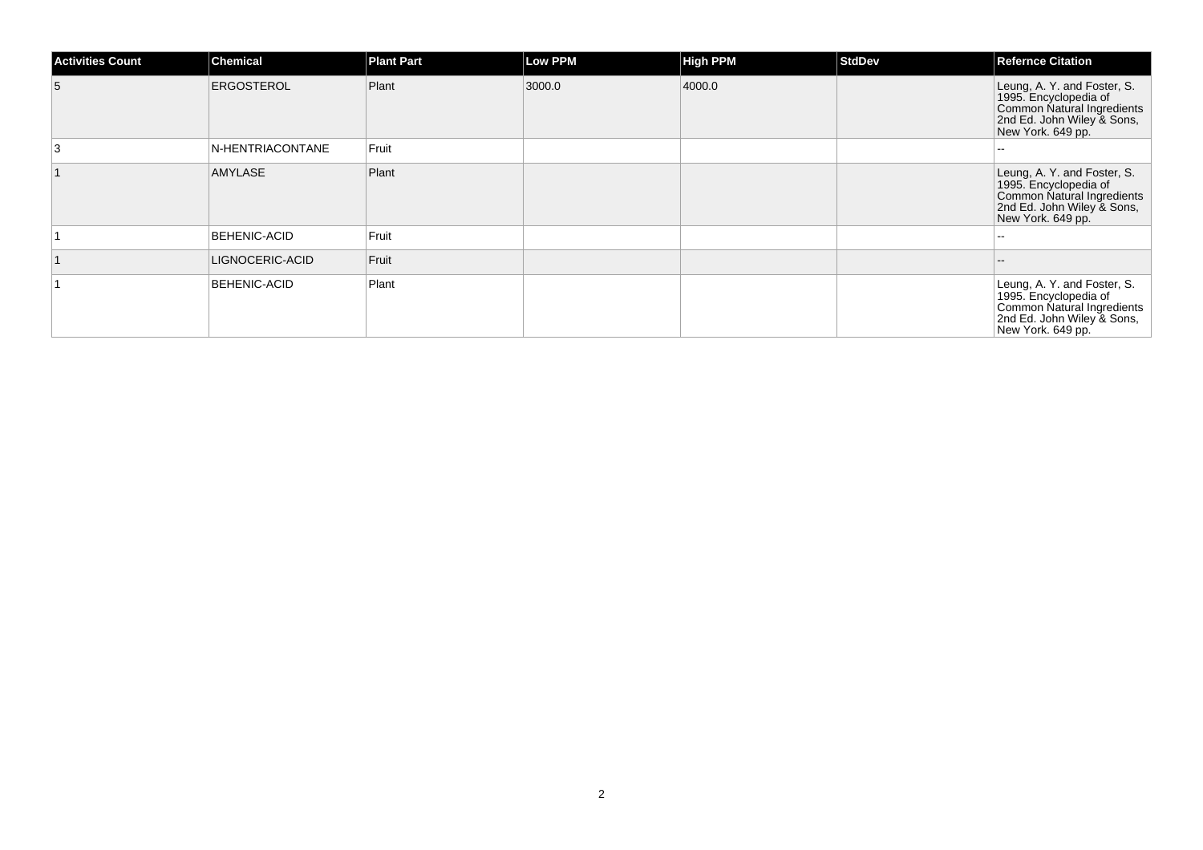| Activities Count | Chemical | Plant Part | Low PPM | High PPM | StdDev | Refernce Citation |
| --- | --- | --- | --- | --- | --- | --- |
| 5 | ERGOSTEROL | Plant | 3000.0 | 4000.0 | | Leung, A. Y. and Foster, S. 1995. Encyclopedia of Common Natural Ingredients 2nd Ed. John Wiley & Sons, New York. 649 pp. |
| 3 | N-HENTRIACONTANE | Fruit | | | | -- |
| 1 | AMYLASE | Plant | | | | Leung, A. Y. and Foster, S. 1995. Encyclopedia of Common Natural Ingredients 2nd Ed. John Wiley & Sons, New York. 649 pp. |
| 1 | BEHENIC-ACID | Fruit | | | | -- |
| 1 | LIGNOCERIC-ACID | Fruit | | | | -- |
| 1 | BEHENIC-ACID | Plant | | | | Leung, A. Y. and Foster, S. 1995. Encyclopedia of Common Natural Ingredients 2nd Ed. John Wiley & Sons, New York. 649 pp. |